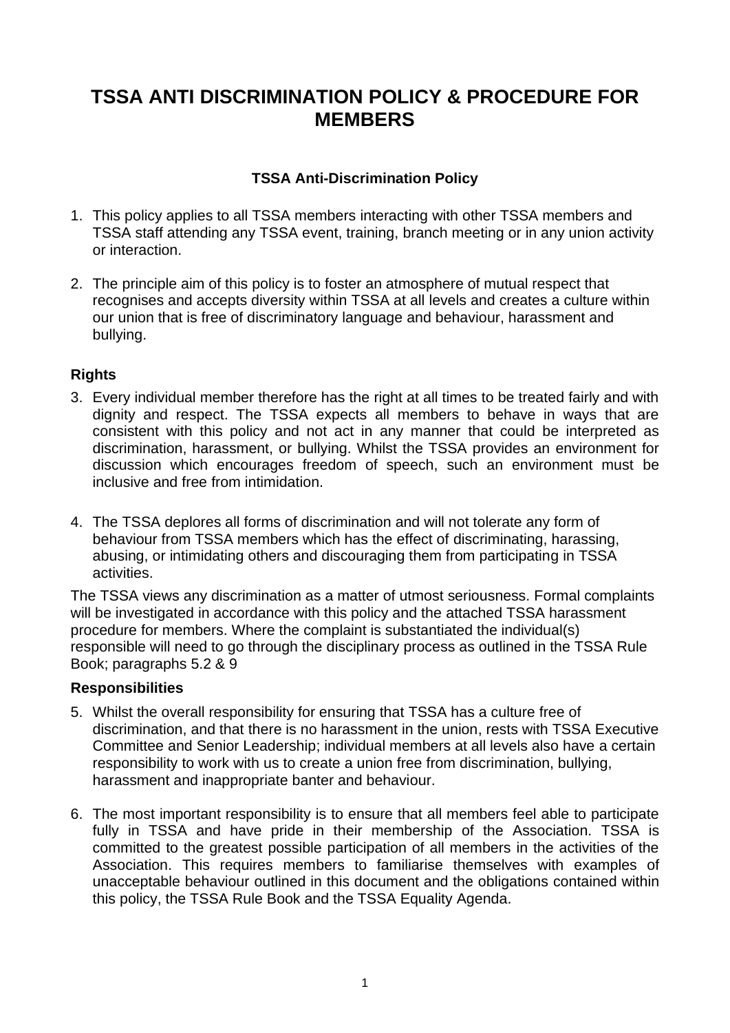# TSSA ANTI DISCRIMINATION POLICY & PROCEDURE FOR MEMBERS

## TSSA Anti-Discrimination Policy

1. This policy applies to all TSSA members interacting with other TSSA members and TSSA staff attending any TSSA event, training, branch meeting or in any union activity or interaction.

2. The principle aim of this policy is to foster an atmosphere of mutual respect that recognises and accepts diversity within TSSA at all levels and creates a culture within our union that is free of discriminatory language and behaviour, harassment and bullying.

### Rights

3. Every individual member therefore has the right at all times to be treated fairly and with dignity and respect. The TSSA expects all members to behave in ways that are consistent with this policy and not act in any manner that could be interpreted as discrimination, harassment, or bullying. Whilst the TSSA provides an environment for discussion which encourages freedom of speech, such an environment must be inclusive and free from intimidation.

4. The TSSA deplores all forms of discrimination and will not tolerate any form of behaviour from TSSA members which has the effect of discriminating, harassing, abusing, or intimidating others and discouraging them from participating in TSSA activities.

The TSSA views any discrimination as a matter of utmost seriousness. Formal complaints will be investigated in accordance with this policy and the attached TSSA harassment procedure for members. Where the complaint is substantiated the individual(s) responsible will need to go through the disciplinary process as outlined in the TSSA Rule Book; paragraphs 5.2 & 9

### Responsibilities

5. Whilst the overall responsibility for ensuring that TSSA has a culture free of discrimination, and that there is no harassment in the union, rests with TSSA Executive Committee and Senior Leadership; individual members at all levels also have a certain responsibility to work with us to create a union free from discrimination, bullying, harassment and inappropriate banter and behaviour.

6. The most important responsibility is to ensure that all members feel able to participate fully in TSSA and have pride in their membership of the Association. TSSA is committed to the greatest possible participation of all members in the activities of the Association. This requires members to familiarise themselves with examples of unacceptable behaviour outlined in this document and the obligations contained within this policy, the TSSA Rule Book and the TSSA Equality Agenda.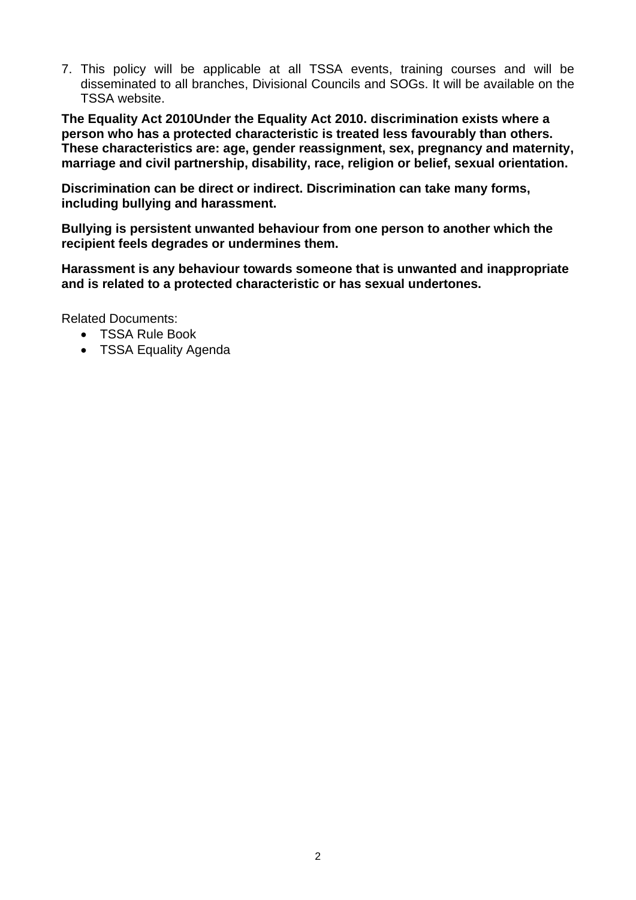7. This policy will be applicable at all TSSA events, training courses and will be disseminated to all branches, Divisional Councils and SOGs. It will be available on the TSSA website.

**The Equality Act 2010Under the Equality Act 2010. discrimination exists where a person who has a protected characteristic is treated less favourably than others. These characteristics are: age, gender reassignment, sex, pregnancy and maternity, marriage and civil partnership, disability, race, religion or belief, sexual orientation.**

**Discrimination can be direct or indirect. Discrimination can take many forms, including bullying and harassment.**

**Bullying is persistent unwanted behaviour from one person to another which the recipient feels degrades or undermines them.**

**Harassment is any behaviour towards someone that is unwanted and inappropriate and is related to a protected characteristic or has sexual undertones.**

Related Documents:

- TSSA Rule Book
- TSSA Equality Agenda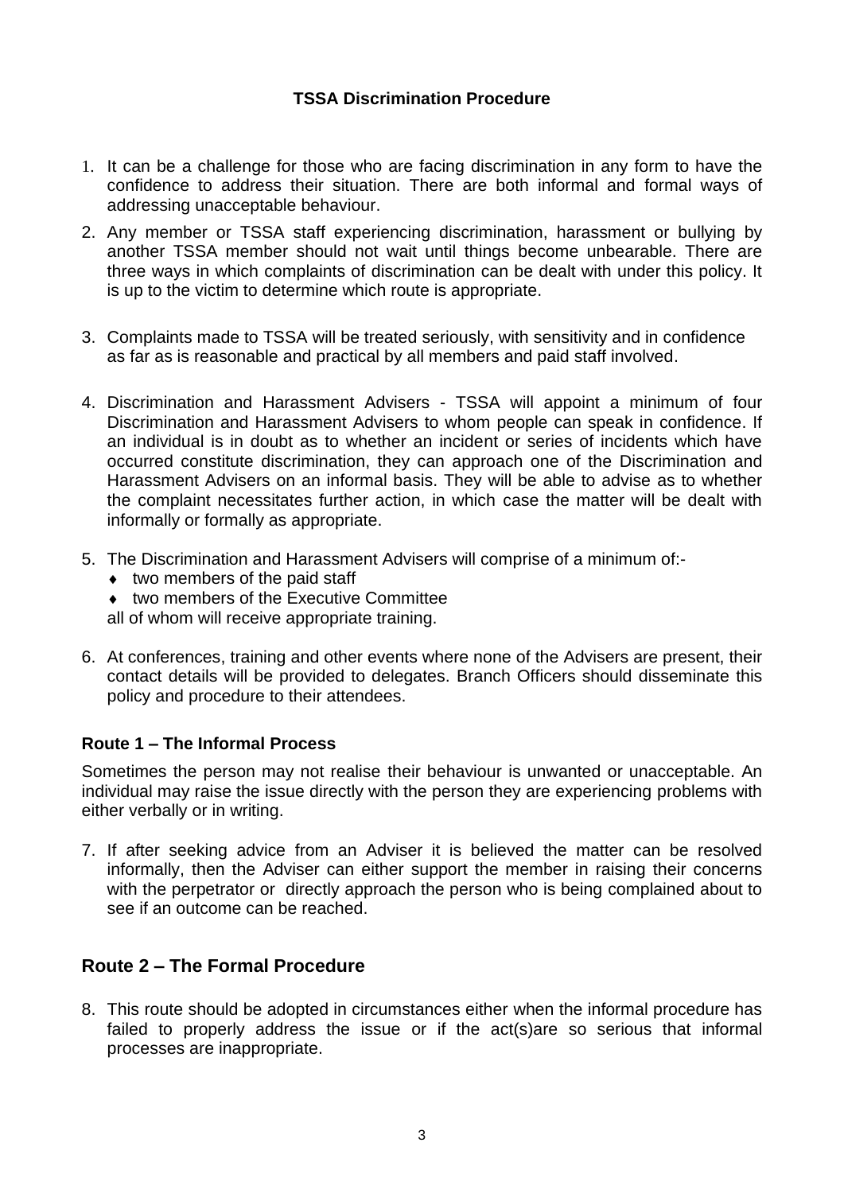**TSSA Discrimination Procedure**

1. It can be a challenge for those who are facing discrimination in any form to have the confidence to address their situation. There are both informal and formal ways of addressing unacceptable behaviour.
2. Any member or TSSA staff experiencing discrimination, harassment or bullying by another TSSA member should not wait until things become unbearable. There are three ways in which complaints of discrimination can be dealt with under this policy. It is up to the victim to determine which route is appropriate.
3. Complaints made to TSSA will be treated seriously, with sensitivity and in confidence as far as is reasonable and practical by all members and paid staff involved.
4. Discrimination and Harassment Advisers - TSSA will appoint a minimum of four Discrimination and Harassment Advisers to whom people can speak in confidence. If an individual is in doubt as to whether an incident or series of incidents which have occurred constitute discrimination, they can approach one of the Discrimination and Harassment Advisers on an informal basis. They will be able to advise as to whether the complaint necessitates further action, in which case the matter will be dealt with informally or formally as appropriate.
5. The Discrimination and Harassment Advisers will comprise of a minimum of:-
   - two members of the paid staff
   - two members of the Executive Committee

   all of whom will receive appropriate training.
6. At conferences, training and other events where none of the Advisers are present, their contact details will be provided to delegates. Branch Officers should disseminate this policy and procedure to their attendees.

### Route 1 – The Informal Process

Sometimes the person may not realise their behaviour is unwanted or unacceptable. An individual may raise the issue directly with the person they are experiencing problems with either verbally or in writing.

7. If after seeking advice from an Adviser it is believed the matter can be resolved informally, then the Adviser can either support the member in raising their concerns with the perpetrator or directly approach the person who is being complained about to see if an outcome can be reached.

## Route 2 – The Formal Procedure

8. This route should be adopted in circumstances either when the informal procedure has failed to properly address the issue or if the act(s)are so serious that informal processes are inappropriate.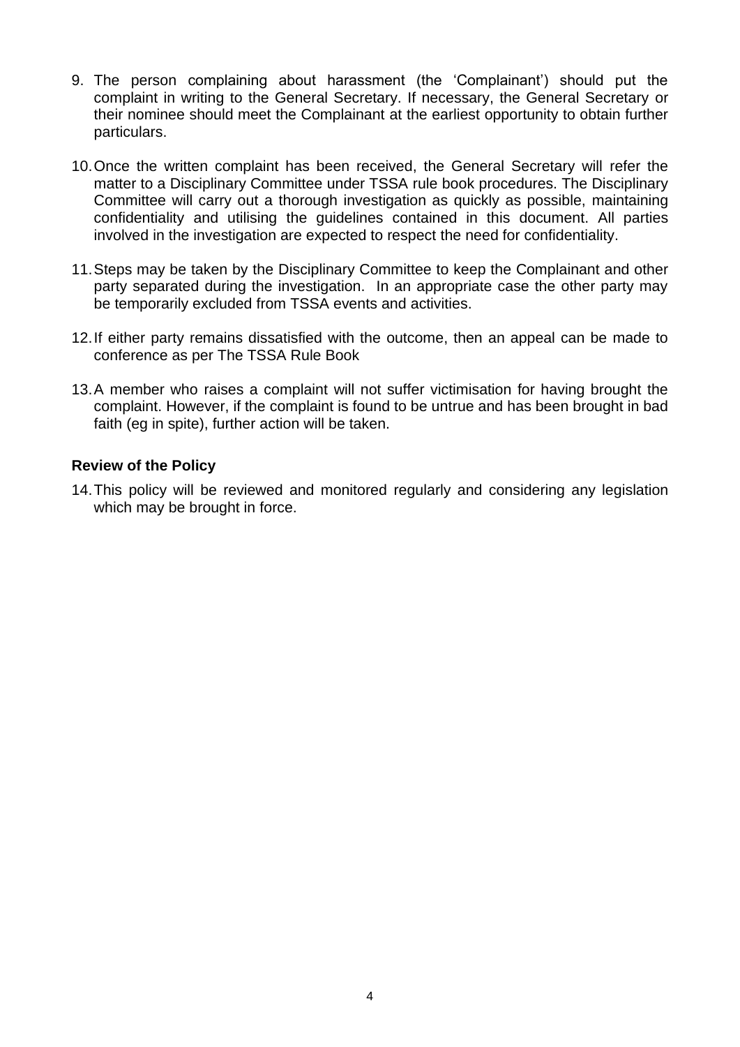9. The person complaining about harassment (the 'Complainant') should put the complaint in writing to the General Secretary. If necessary, the General Secretary or their nominee should meet the Complainant at the earliest opportunity to obtain further particulars.

10. Once the written complaint has been received, the General Secretary will refer the matter to a Disciplinary Committee under TSSA rule book procedures. The Disciplinary Committee will carry out a thorough investigation as quickly as possible, maintaining confidentiality and utilising the guidelines contained in this document. All parties involved in the investigation are expected to respect the need for confidentiality.

11. Steps may be taken by the Disciplinary Committee to keep the Complainant and other party separated during the investigation. In an appropriate case the other party may be temporarily excluded from TSSA events and activities.

12. If either party remains dissatisfied with the outcome, then an appeal can be made to conference as per The TSSA Rule Book

13. A member who raises a complaint will not suffer victimisation for having brought the complaint. However, if the complaint is found to be untrue and has been brought in bad faith (eg in spite), further action will be taken.

**Review of the Policy**

14. This policy will be reviewed and monitored regularly and considering any legislation which may be brought in force.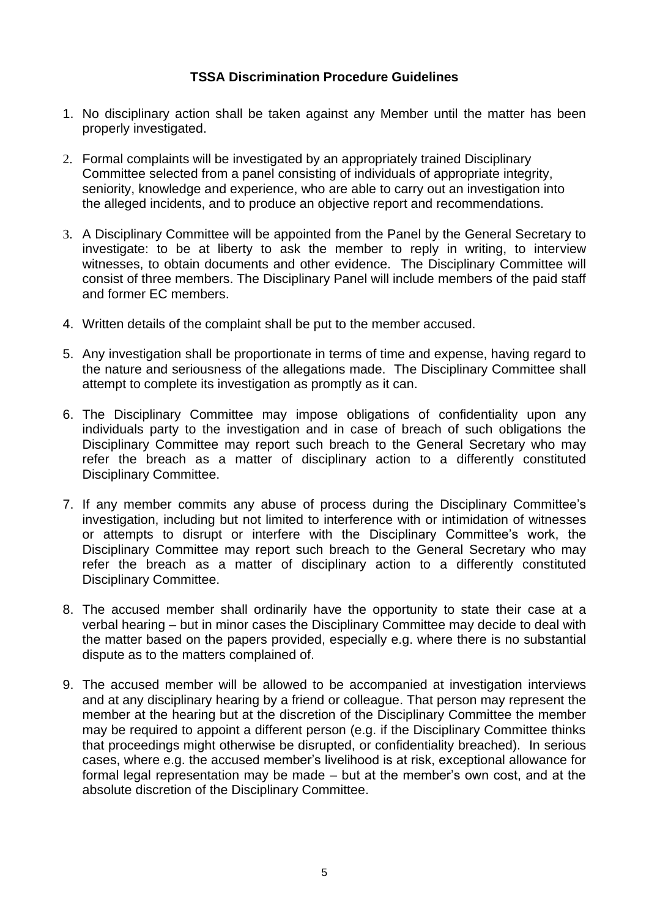**TSSA Discrimination Procedure Guidelines**

1. No disciplinary action shall be taken against any Member until the matter has been properly investigated.
2. Formal complaints will be investigated by an appropriately trained Disciplinary Committee selected from a panel consisting of individuals of appropriate integrity, seniority, knowledge and experience, who are able to carry out an investigation into the alleged incidents, and to produce an objective report and recommendations.
3. A Disciplinary Committee will be appointed from the Panel by the General Secretary to investigate: to be at liberty to ask the member to reply in writing, to interview witnesses, to obtain documents and other evidence. The Disciplinary Committee will consist of three members. The Disciplinary Panel will include members of the paid staff and former EC members.
4. Written details of the complaint shall be put to the member accused.
5. Any investigation shall be proportionate in terms of time and expense, having regard to the nature and seriousness of the allegations made. The Disciplinary Committee shall attempt to complete its investigation as promptly as it can.
6. The Disciplinary Committee may impose obligations of confidentiality upon any individuals party to the investigation and in case of breach of such obligations the Disciplinary Committee may report such breach to the General Secretary who may refer the breach as a matter of disciplinary action to a differently constituted Disciplinary Committee.
7. If any member commits any abuse of process during the Disciplinary Committee's investigation, including but not limited to interference with or intimidation of witnesses or attempts to disrupt or interfere with the Disciplinary Committee's work, the Disciplinary Committee may report such breach to the General Secretary who may refer the breach as a matter of disciplinary action to a differently constituted Disciplinary Committee.
8. The accused member shall ordinarily have the opportunity to state their case at a verbal hearing – but in minor cases the Disciplinary Committee may decide to deal with the matter based on the papers provided, especially e.g. where there is no substantial dispute as to the matters complained of.
9. The accused member will be allowed to be accompanied at investigation interviews and at any disciplinary hearing by a friend or colleague. That person may represent the member at the hearing but at the discretion of the Disciplinary Committee the member may be required to appoint a different person (e.g. if the Disciplinary Committee thinks that proceedings might otherwise be disrupted, or confidentiality breached). In serious cases, where e.g. the accused member's livelihood is at risk, exceptional allowance for formal legal representation may be made – but at the member's own cost, and at the absolute discretion of the Disciplinary Committee.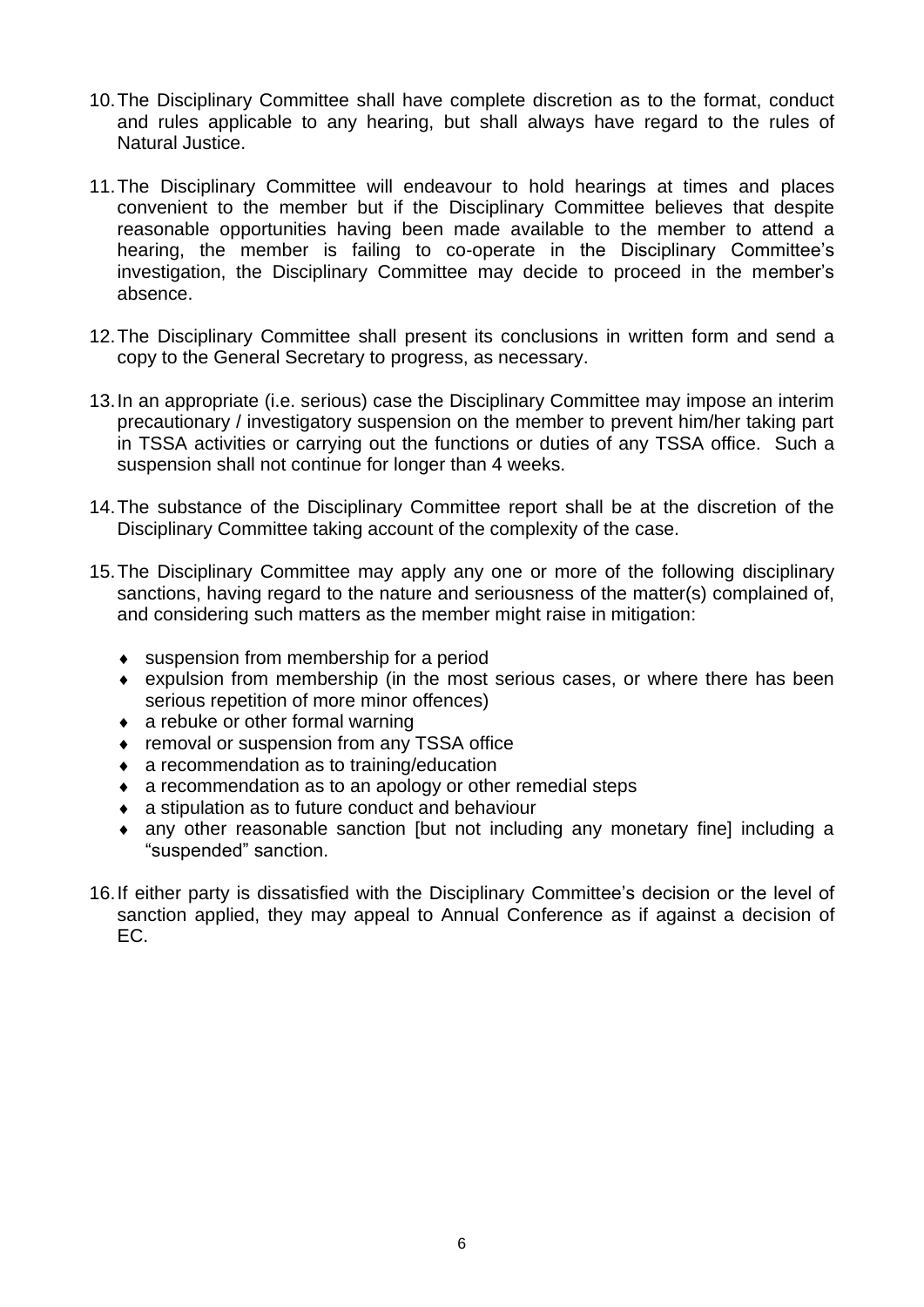10. The Disciplinary Committee shall have complete discretion as to the format, conduct and rules applicable to any hearing, but shall always have regard to the rules of Natural Justice.

11. The Disciplinary Committee will endeavour to hold hearings at times and places convenient to the member but if the Disciplinary Committee believes that despite reasonable opportunities having been made available to the member to attend a hearing, the member is failing to co-operate in the Disciplinary Committee's investigation, the Disciplinary Committee may decide to proceed in the member's absence.

12. The Disciplinary Committee shall present its conclusions in written form and send a copy to the General Secretary to progress, as necessary.

13. In an appropriate (i.e. serious) case the Disciplinary Committee may impose an interim precautionary / investigatory suspension on the member to prevent him/her taking part in TSSA activities or carrying out the functions or duties of any TSSA office. Such a suspension shall not continue for longer than 4 weeks.

14. The substance of the Disciplinary Committee report shall be at the discretion of the Disciplinary Committee taking account of the complexity of the case.

15. The Disciplinary Committee may apply any one or more of the following disciplinary sanctions, having regard to the nature and seriousness of the matter(s) complained of, and considering such matters as the member might raise in mitigation:

    - suspension from membership for a period
    - expulsion from membership (in the most serious cases, or where there has been serious repetition of more minor offences)
    - a rebuke or other formal warning
    - removal or suspension from any TSSA office
    - a recommendation as to training/education
    - a recommendation as to an apology or other remedial steps
    - a stipulation as to future conduct and behaviour
    - any other reasonable sanction [but not including any monetary fine] including a "suspended" sanction.

16. If either party is dissatisfied with the Disciplinary Committee's decision or the level of sanction applied, they may appeal to Annual Conference as if against a decision of EC.